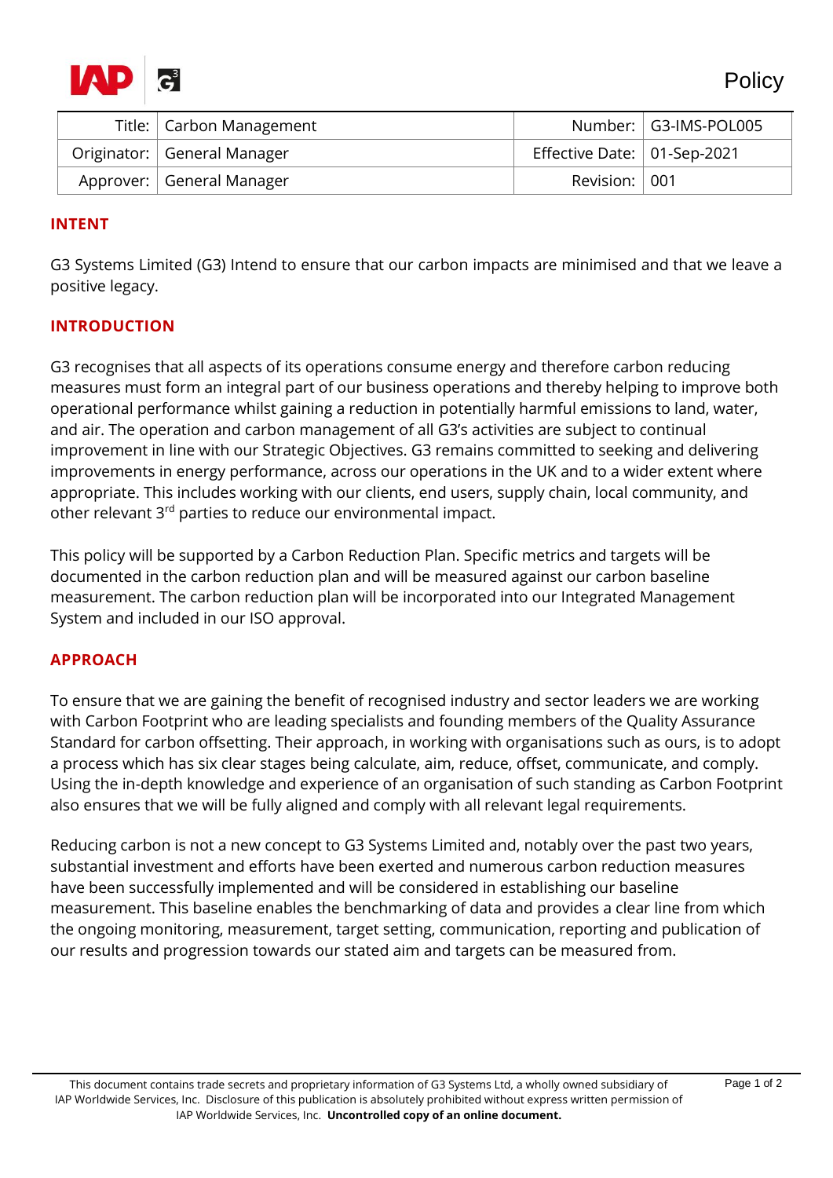Policy

| Title: | Carbon Management | Number: | G3-IMS-POL005 |
|---|---|---|---|
| Originator: | General Manager | Effective Date: | 01-Sep-2021 |
| Approver: | General Manager | Revision: | 001 |

## INTENT

G3 Systems Limited (G3) Intend to ensure that our carbon impacts are minimised and that we leave a positive legacy.

## INTRODUCTION

G3 recognises that all aspects of its operations consume energy and therefore carbon reducing measures must form an integral part of our business operations and thereby helping to improve both operational performance whilst gaining a reduction in potentially harmful emissions to land, water, and air. The operation and carbon management of all G3's activities are subject to continual improvement in line with our Strategic Objectives. G3 remains committed to seeking and delivering improvements in energy performance, across our operations in the UK and to a wider extent where appropriate. This includes working with our clients, end users, supply chain, local community, and other relevant 3rd parties to reduce our environmental impact.

This policy will be supported by a Carbon Reduction Plan. Specific metrics and targets will be documented in the carbon reduction plan and will be measured against our carbon baseline measurement. The carbon reduction plan will be incorporated into our Integrated Management System and included in our ISO approval.

## APPROACH

To ensure that we are gaining the benefit of recognised industry and sector leaders we are working with Carbon Footprint who are leading specialists and founding members of the Quality Assurance Standard for carbon offsetting. Their approach, in working with organisations such as ours, is to adopt a process which has six clear stages being calculate, aim, reduce, offset, communicate, and comply. Using the in-depth knowledge and experience of an organisation of such standing as Carbon Footprint also ensures that we will be fully aligned and comply with all relevant legal requirements.

Reducing carbon is not a new concept to G3 Systems Limited and, notably over the past two years, substantial investment and efforts have been exerted and numerous carbon reduction measures have been successfully implemented and will be considered in establishing our baseline measurement. This baseline enables the benchmarking of data and provides a clear line from which the ongoing monitoring, measurement, target setting, communication, reporting and publication of our results and progression towards our stated aim and targets can be measured from.

This document contains trade secrets and proprietary information of G3 Systems Ltd, a wholly owned subsidiary of IAP Worldwide Services, Inc. Disclosure of this publication is absolutely prohibited without express written permission of IAP Worldwide Services, Inc. **Uncontrolled copy of an online document.**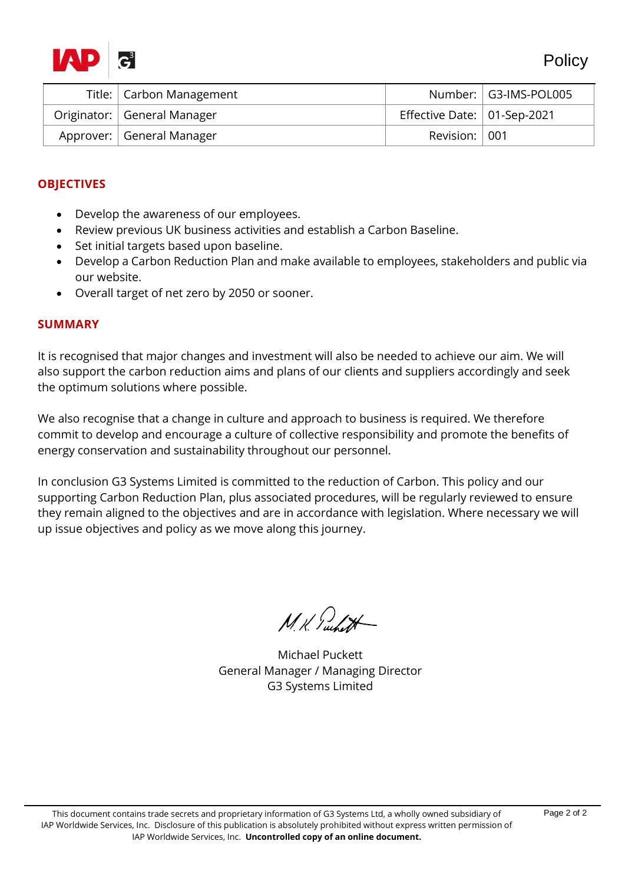Policy

| | | | |
|---|---|---|---|
| Title: | Carbon Management | Number: | G3-IMS-POL005 |
| Originator: | General Manager | Effective Date: | 01-Sep-2021 |
| Approver: | General Manager | Revision: | 001 |

## OBJECTIVES

- Develop the awareness of our employees.
- Review previous UK business activities and establish a Carbon Baseline.
- Set initial targets based upon baseline.
- Develop a Carbon Reduction Plan and make available to employees, stakeholders and public via our website.
- Overall target of net zero by 2050 or sooner.

## SUMMARY

It is recognised that major changes and investment will also be needed to achieve our aim. We will also support the carbon reduction aims and plans of our clients and suppliers accordingly and seek the optimum solutions where possible.

We also recognise that a change in culture and approach to business is required. We therefore commit to develop and encourage a culture of collective responsibility and promote the benefits of energy conservation and sustainability throughout our personnel.

In conclusion G3 Systems Limited is committed to the reduction of Carbon. This policy and our supporting Carbon Reduction Plan, plus associated procedures, will be regularly reviewed to ensure they remain aligned to the objectives and are in accordance with legislation. Where necessary we will up issue objectives and policy as we move along this journey.

M.K. Puckett

Michael Puckett
General Manager / Managing Director
G3 Systems Limited

This document contains trade secrets and proprietary information of G3 Systems Ltd, a wholly owned subsidiary of IAP Worldwide Services, Inc. Disclosure of this publication is absolutely prohibited without express written permission of IAP Worldwide Services, Inc. **Uncontrolled copy of an online document.**